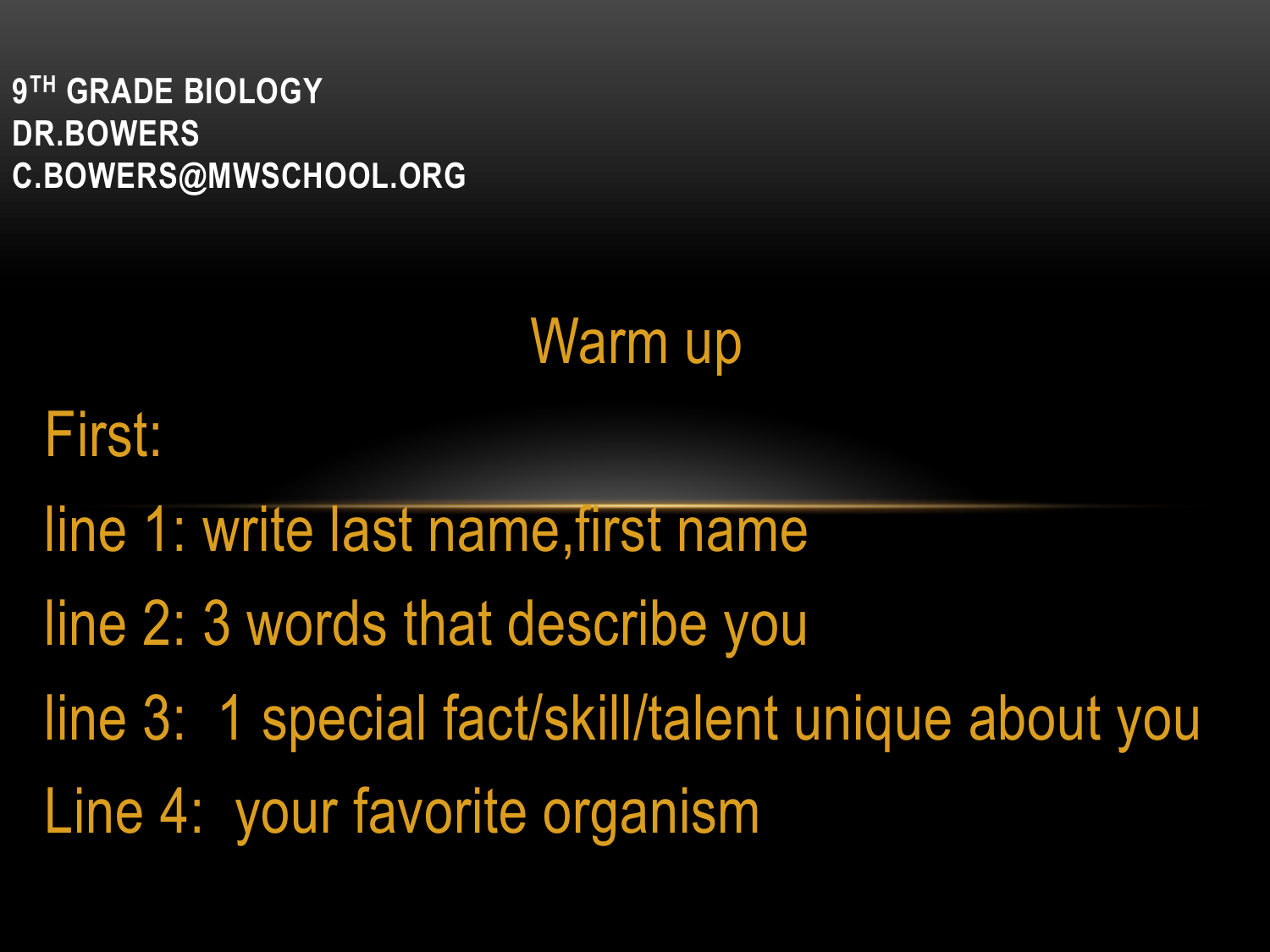# 9TH GRADE BIOLOGY
# DR.BOWERS
# C.BOWERS@MWSCHOOL.ORG

## Warm up

First:

line 1: write last name,first name

line 2: 3 words that describe you

line 3:  1 special fact/skill/talent unique about you

Line 4:  your favorite organism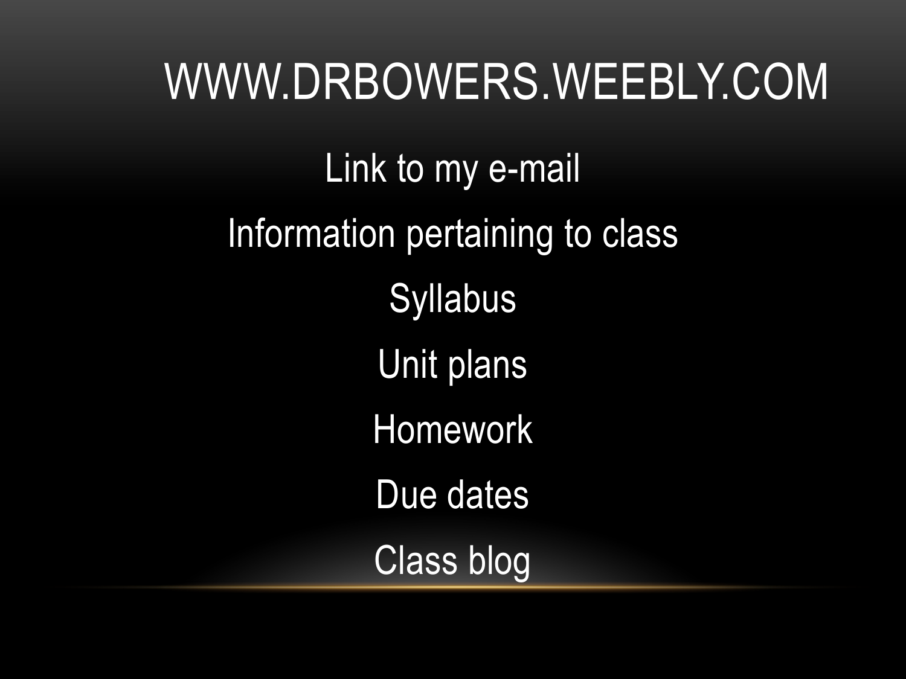# WWW.DRBOWERS.WEEBLY.COM

Link to my e-mail

Information pertaining to class

Syllabus

Unit plans

Homework

Due dates

Class blog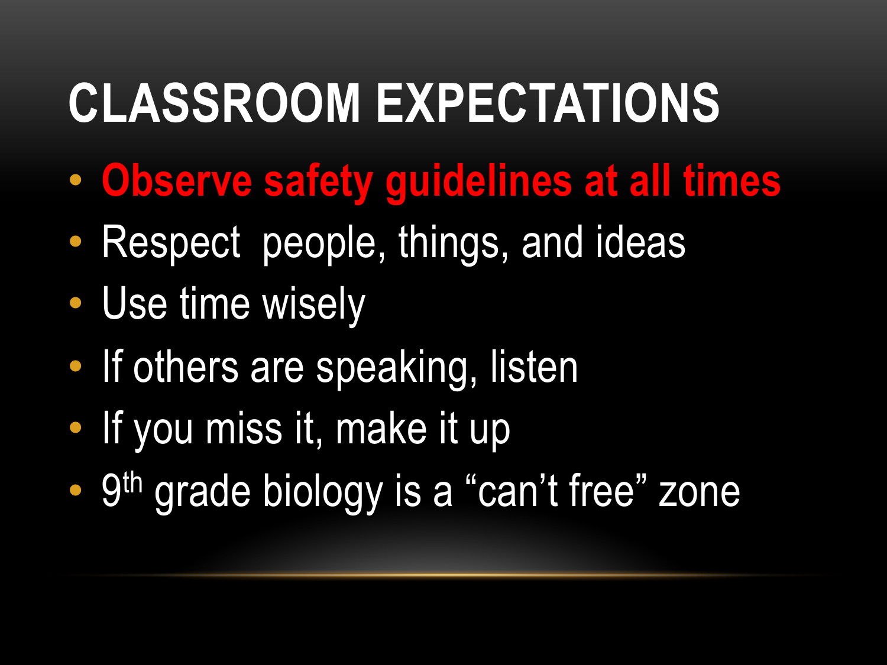# CLASSROOM EXPECTATIONS

- **Observe safety guidelines at all times**
- Respect people, things, and ideas
- Use time wisely
- If others are speaking, listen
- If you miss it, make it up
- 9th grade biology is a “can’t free” zone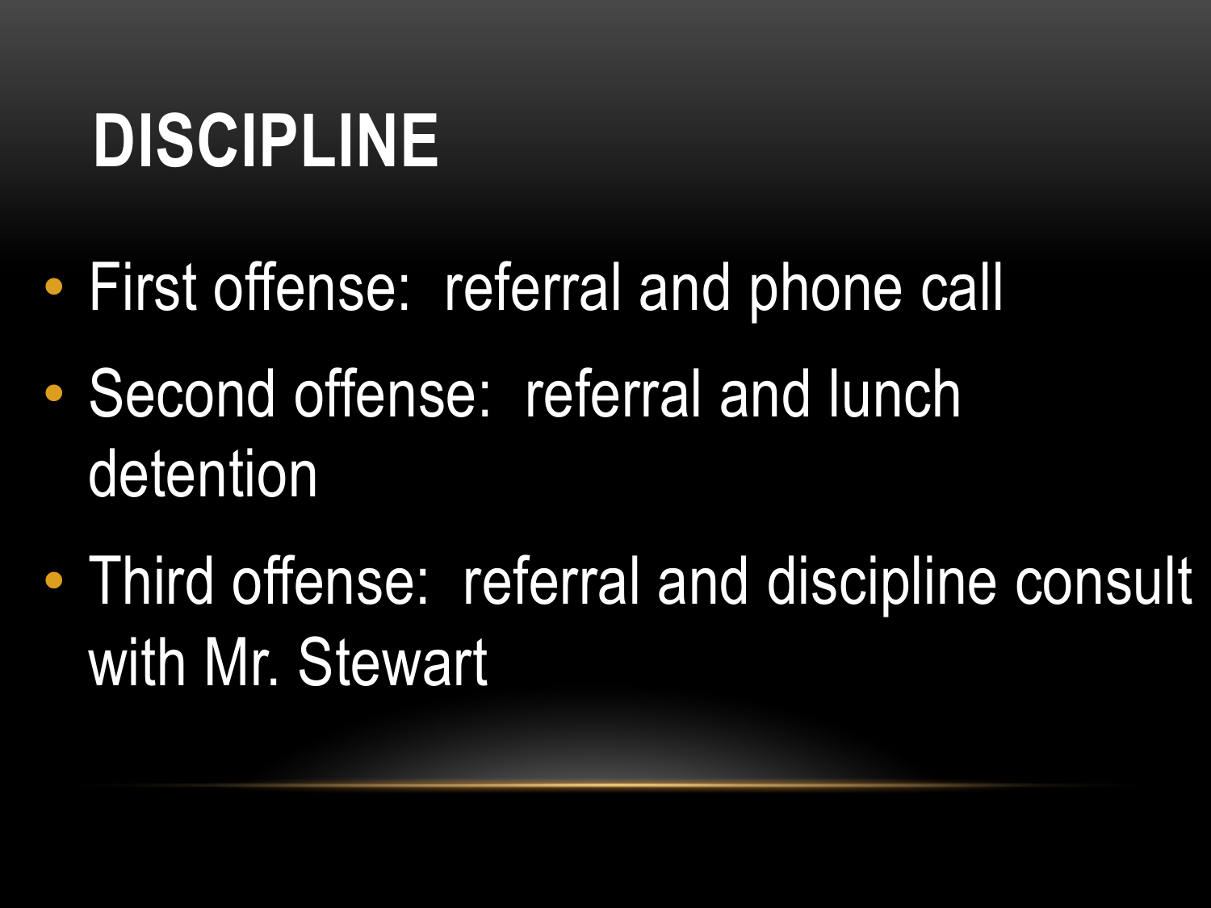# DISCIPLINE

- First offense:  referral and phone call
- Second offense:  referral and lunch detention
- Third offense:  referral and discipline consult with Mr. Stewart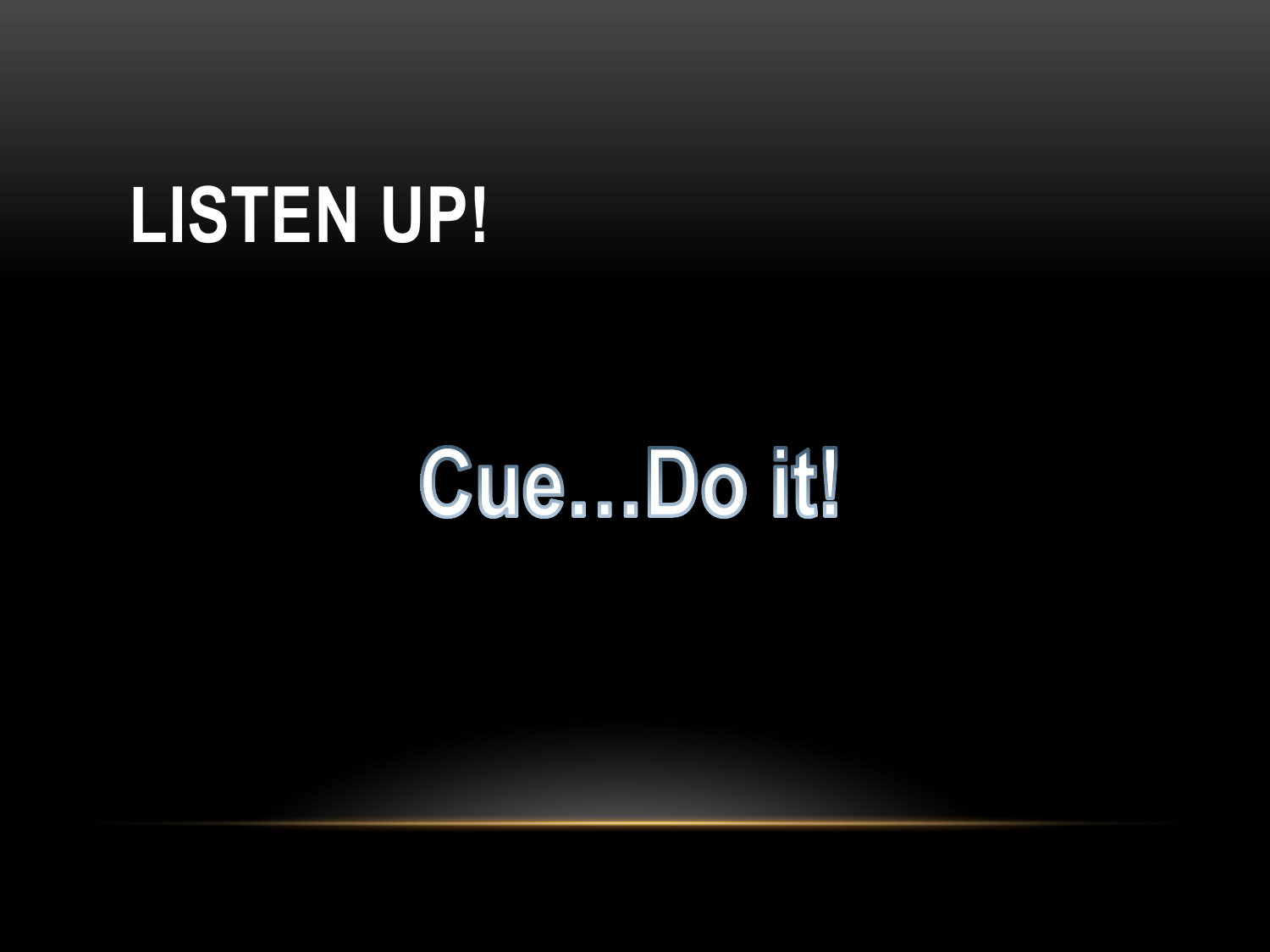# LISTEN UP!

Cue…Do it!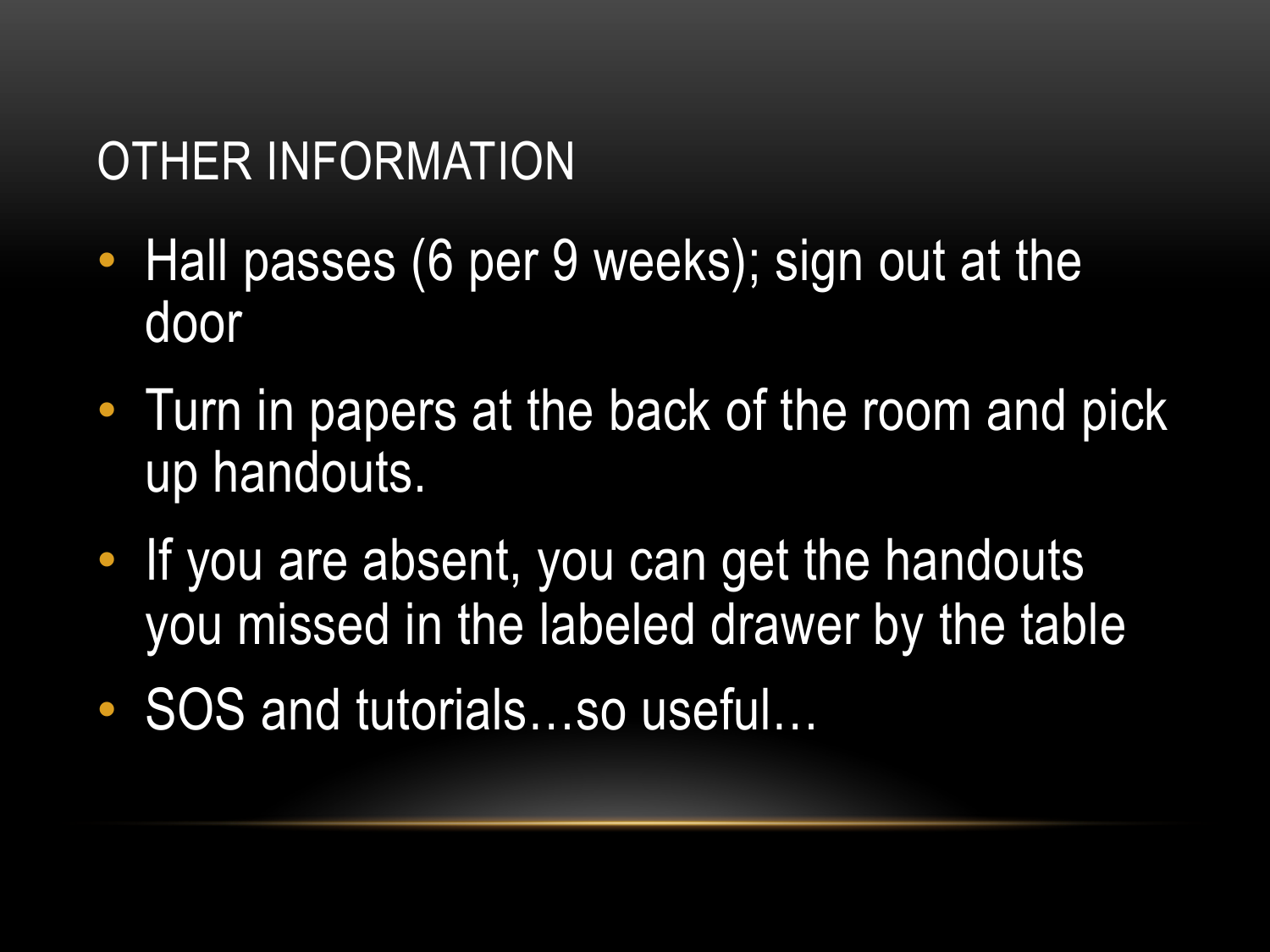# OTHER INFORMATION

- Hall passes (6 per 9 weeks); sign out at the door
- Turn in papers at the back of the room and pick up handouts.
- If you are absent, you can get the handouts you missed in the labeled drawer by the table
- SOS and tutorials…so useful…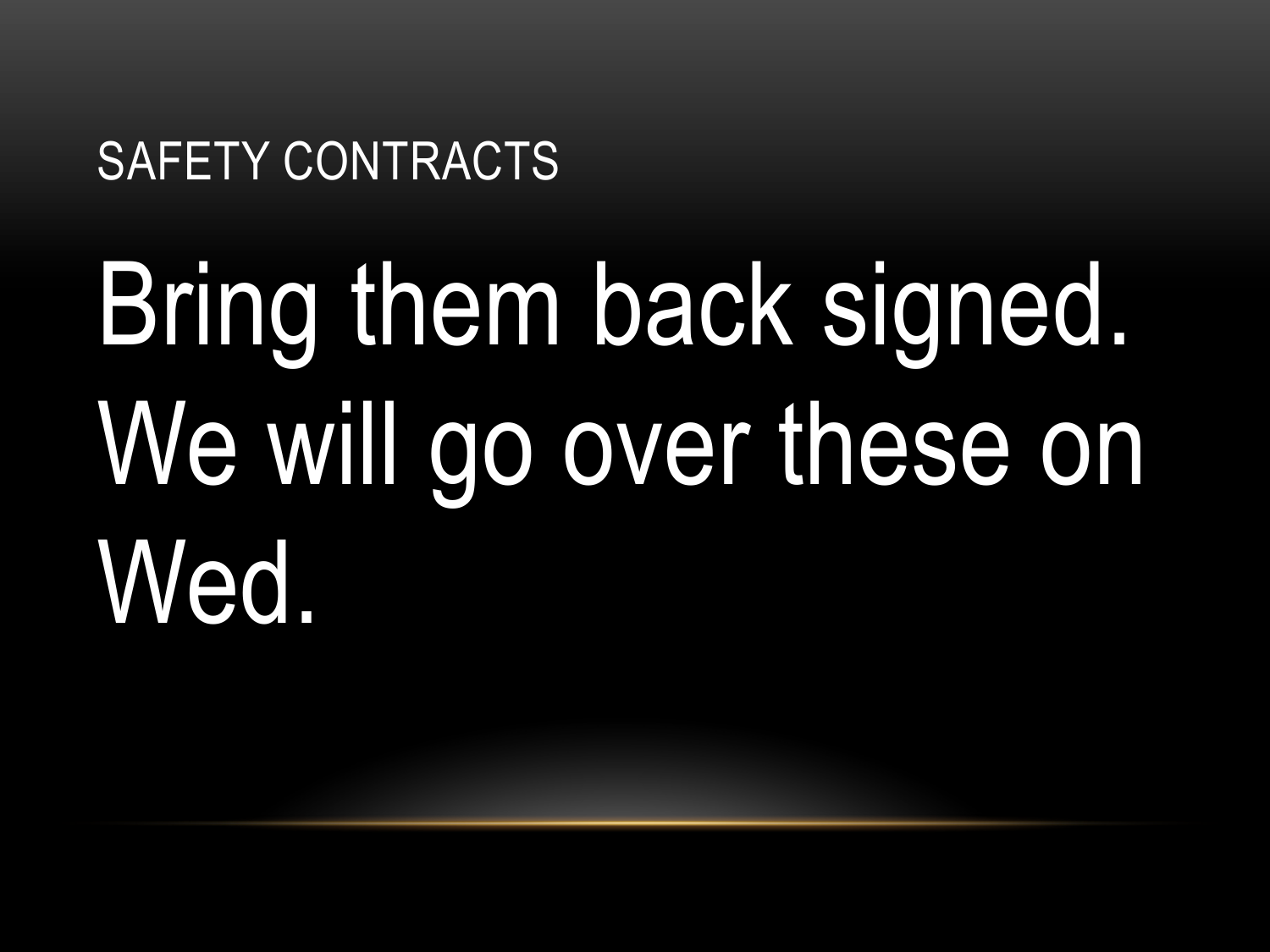# SAFETY CONTRACTS

Bring them back signed. We will go over these on Wed.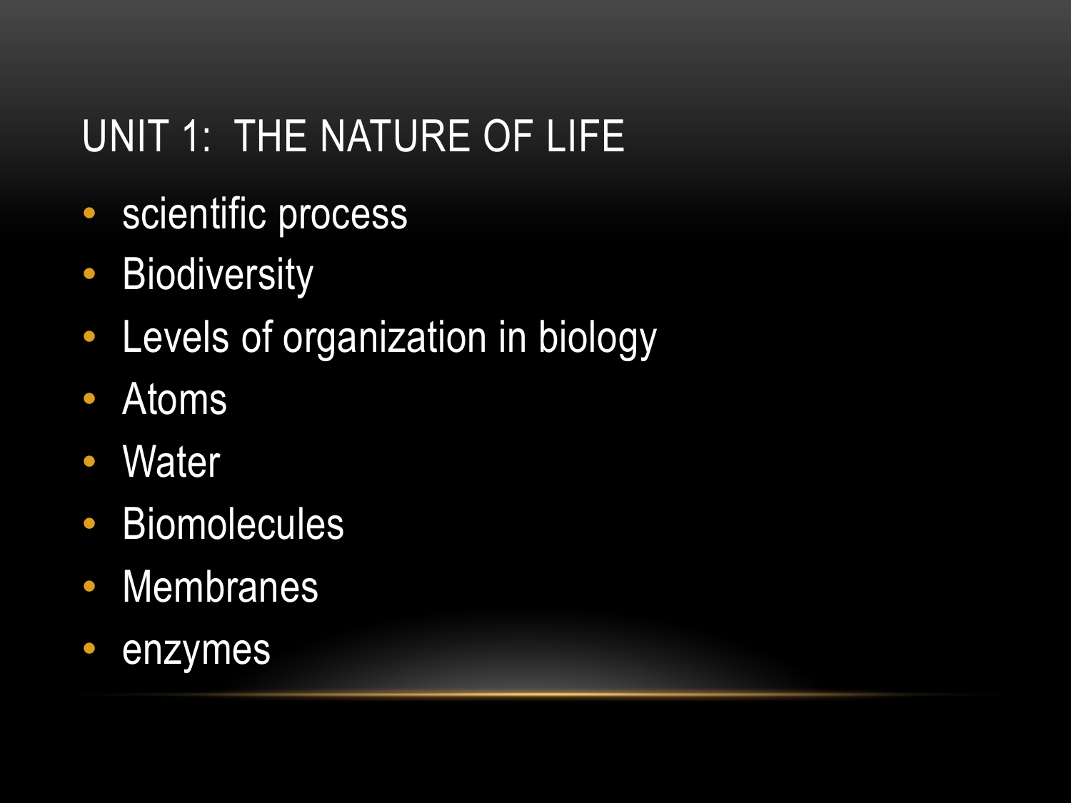# UNIT 1: THE NATURE OF LIFE

- scientific process
- Biodiversity
- Levels of organization in biology
- Atoms
- Water
- Biomolecules
- Membranes
- enzymes